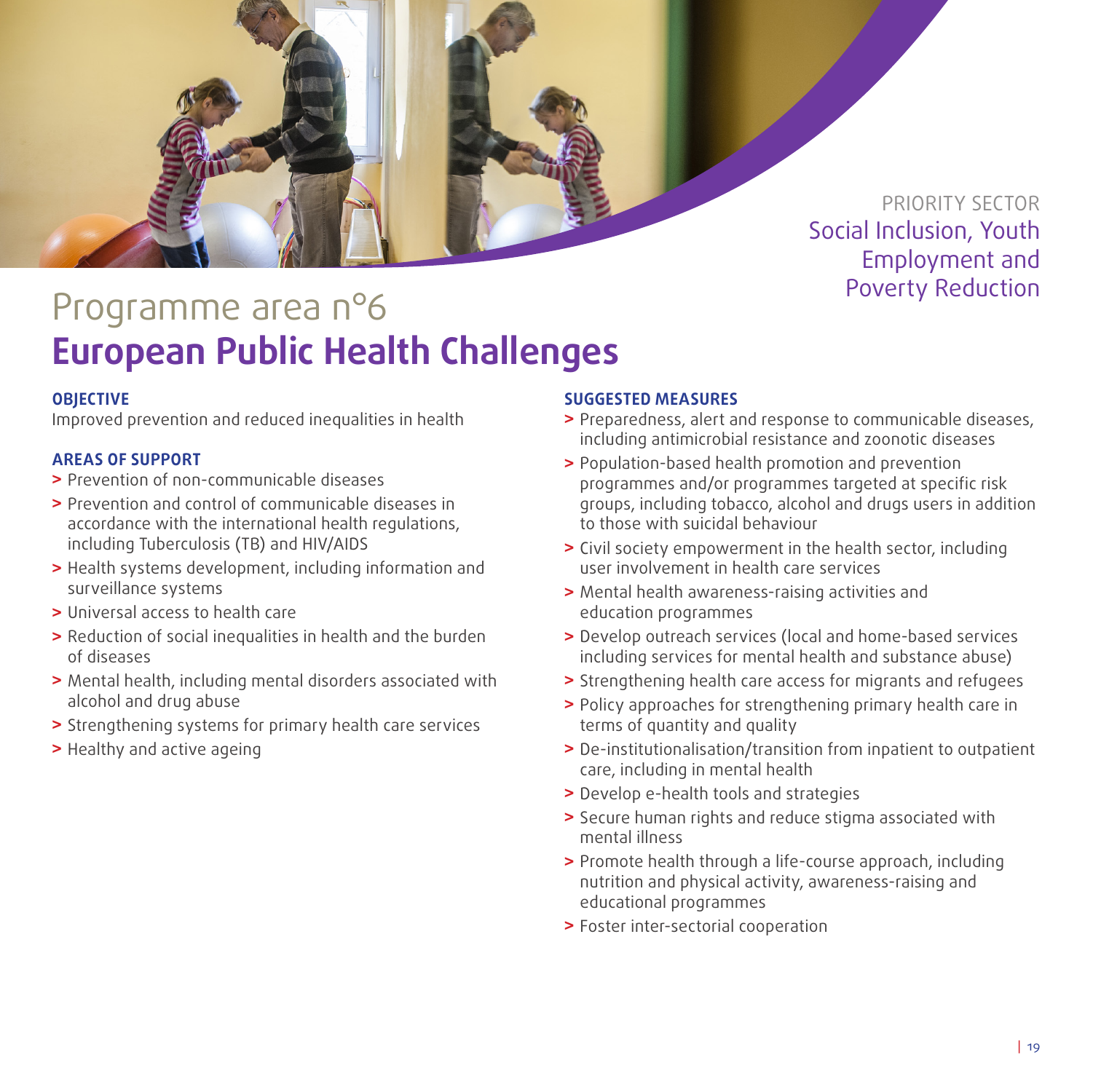PRIORITY SECTOR
Social Inclusion, Youth Employment and Poverty Reduction

# Programme area n°6
# European Public Health Challenges

### OBJECTIVE

Improved prevention and reduced inequalities in health

### AREAS OF SUPPORT

- Prevention of non-communicable diseases
- Prevention and control of communicable diseases in accordance with the international health regulations, including Tuberculosis (TB) and HIV/AIDS
- Health systems development, including information and surveillance systems
- Universal access to health care
- Reduction of social inequalities in health and the burden of diseases
- Mental health, including mental disorders associated with alcohol and drug abuse
- Strengthening systems for primary health care services
- Healthy and active ageing

### SUGGESTED MEASURES

- Preparedness, alert and response to communicable diseases, including antimicrobial resistance and zoonotic diseases
- Population-based health promotion and prevention programmes and/or programmes targeted at specific risk groups, including tobacco, alcohol and drugs users in addition to those with suicidal behaviour
- Civil society empowerment in the health sector, including user involvement in health care services
- Mental health awareness-raising activities and education programmes
- Develop outreach services (local and home-based services including services for mental health and substance abuse)
- Strengthening health care access for migrants and refugees
- Policy approaches for strengthening primary health care in terms of quantity and quality
- De-institutionalisation/transition from inpatient to outpatient care, including in mental health
- Develop e-health tools and strategies
- Secure human rights and reduce stigma associated with mental illness
- Promote health through a life-course approach, including nutrition and physical activity, awareness-raising and educational programmes
- Foster inter-sectorial cooperation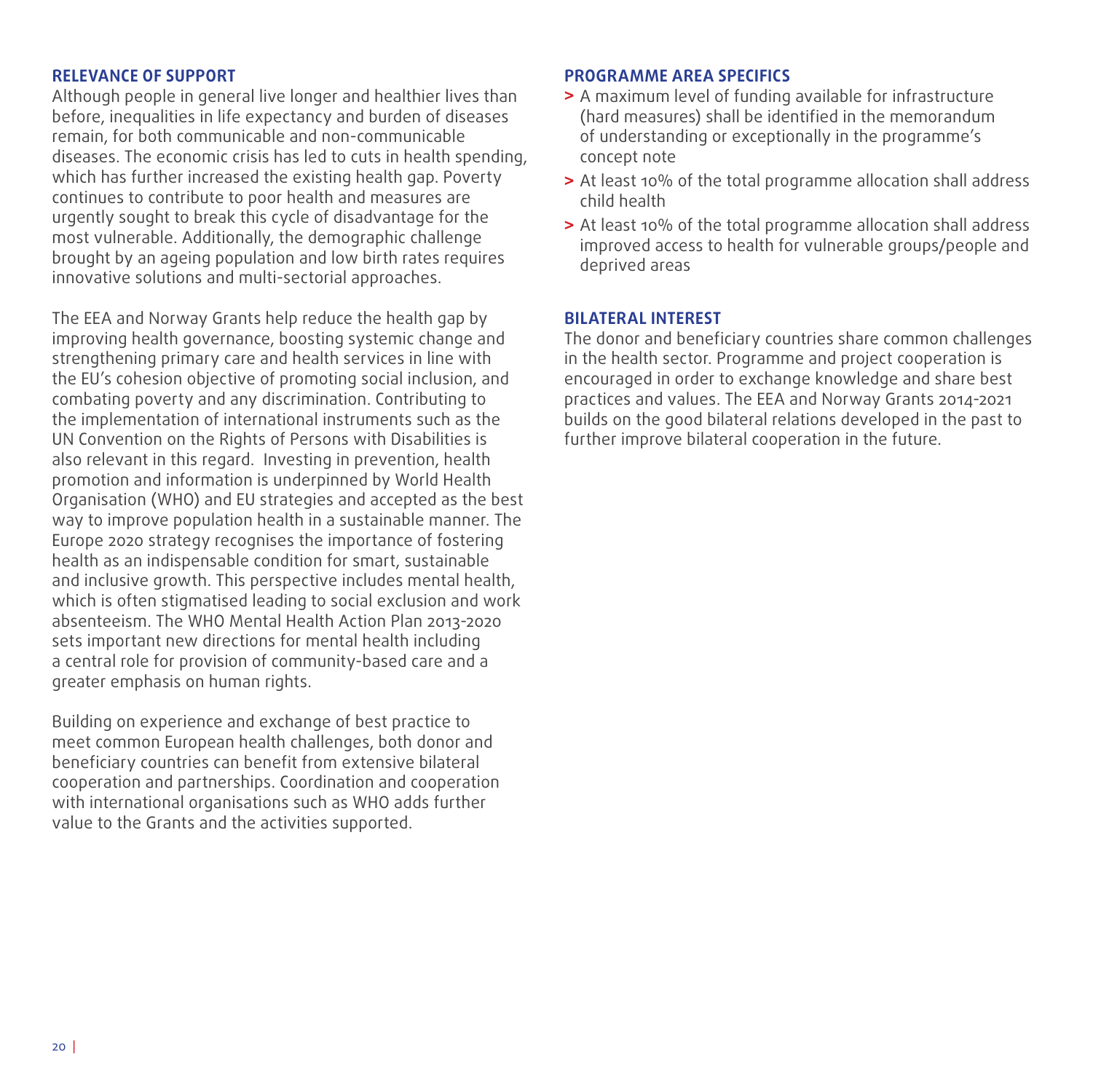## RELEVANCE OF SUPPORT

Although people in general live longer and healthier lives than before, inequalities in life expectancy and burden of diseases remain, for both communicable and non-communicable diseases. The economic crisis has led to cuts in health spending, which has further increased the existing health gap. Poverty continues to contribute to poor health and measures are urgently sought to break this cycle of disadvantage for the most vulnerable. Additionally, the demographic challenge brought by an ageing population and low birth rates requires innovative solutions and multi-sectorial approaches.

The EEA and Norway Grants help reduce the health gap by improving health governance, boosting systemic change and strengthening primary care and health services in line with the EU's cohesion objective of promoting social inclusion, and combating poverty and any discrimination. Contributing to the implementation of international instruments such as the UN Convention on the Rights of Persons with Disabilities is also relevant in this regard. Investing in prevention, health promotion and information is underpinned by World Health Organisation (WHO) and EU strategies and accepted as the best way to improve population health in a sustainable manner. The Europe 2020 strategy recognises the importance of fostering health as an indispensable condition for smart, sustainable and inclusive growth. This perspective includes mental health, which is often stigmatised leading to social exclusion and work absenteeism. The WHO Mental Health Action Plan 2013-2020 sets important new directions for mental health including a central role for provision of community-based care and a greater emphasis on human rights.

Building on experience and exchange of best practice to meet common European health challenges, both donor and beneficiary countries can benefit from extensive bilateral cooperation and partnerships. Coordination and cooperation with international organisations such as WHO adds further value to the Grants and the activities supported.

## PROGRAMME AREA SPECIFICS

- A maximum level of funding available for infrastructure (hard measures) shall be identified in the memorandum of understanding or exceptionally in the programme's concept note
- At least 10% of the total programme allocation shall address child health
- At least 10% of the total programme allocation shall address improved access to health for vulnerable groups/people and deprived areas

## BILATERAL INTEREST

The donor and beneficiary countries share common challenges in the health sector. Programme and project cooperation is encouraged in order to exchange knowledge and share best practices and values. The EEA and Norway Grants 2014-2021 builds on the good bilateral relations developed in the past to further improve bilateral cooperation in the future.